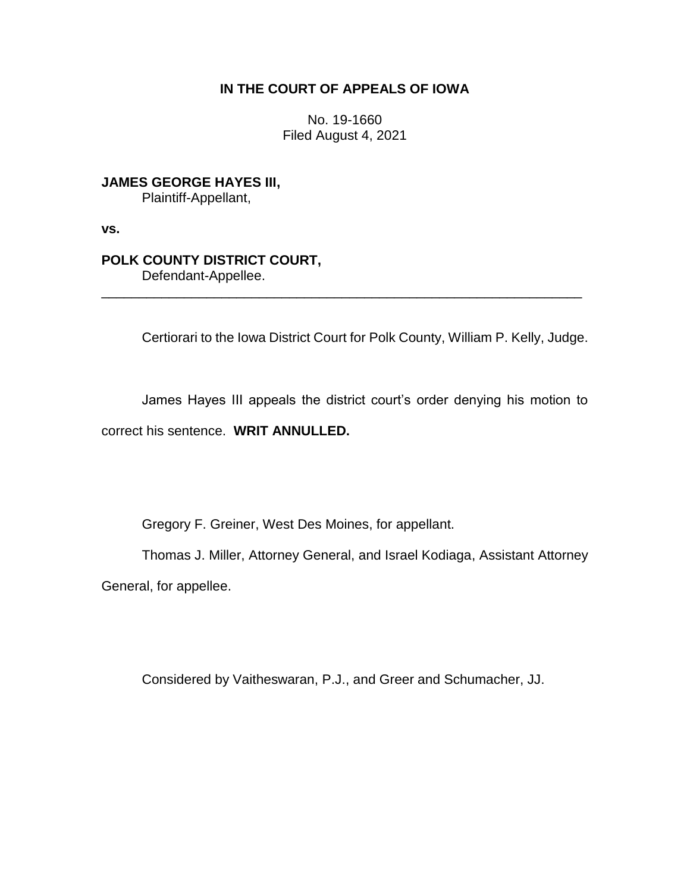# IN THE COURT OF APPEALS OF IOWA

No. 19-1660
Filed August 4, 2021

**JAMES GEORGE HAYES III,**
Plaintiff-Appellant,

**vs.**

**POLK COUNTY DISTRICT COURT,**
Defendant-Appellee.

---

Certiorari to the Iowa District Court for Polk County, William P. Kelly, Judge.

James Hayes III appeals the district court's order denying his motion to correct his sentence. **WRIT ANNULLED.**

Gregory F. Greiner, West Des Moines, for appellant.

Thomas J. Miller, Attorney General, and Israel Kodiaga, Assistant Attorney General, for appellee.

Considered by Vaitheswaran, P.J., and Greer and Schumacher, JJ.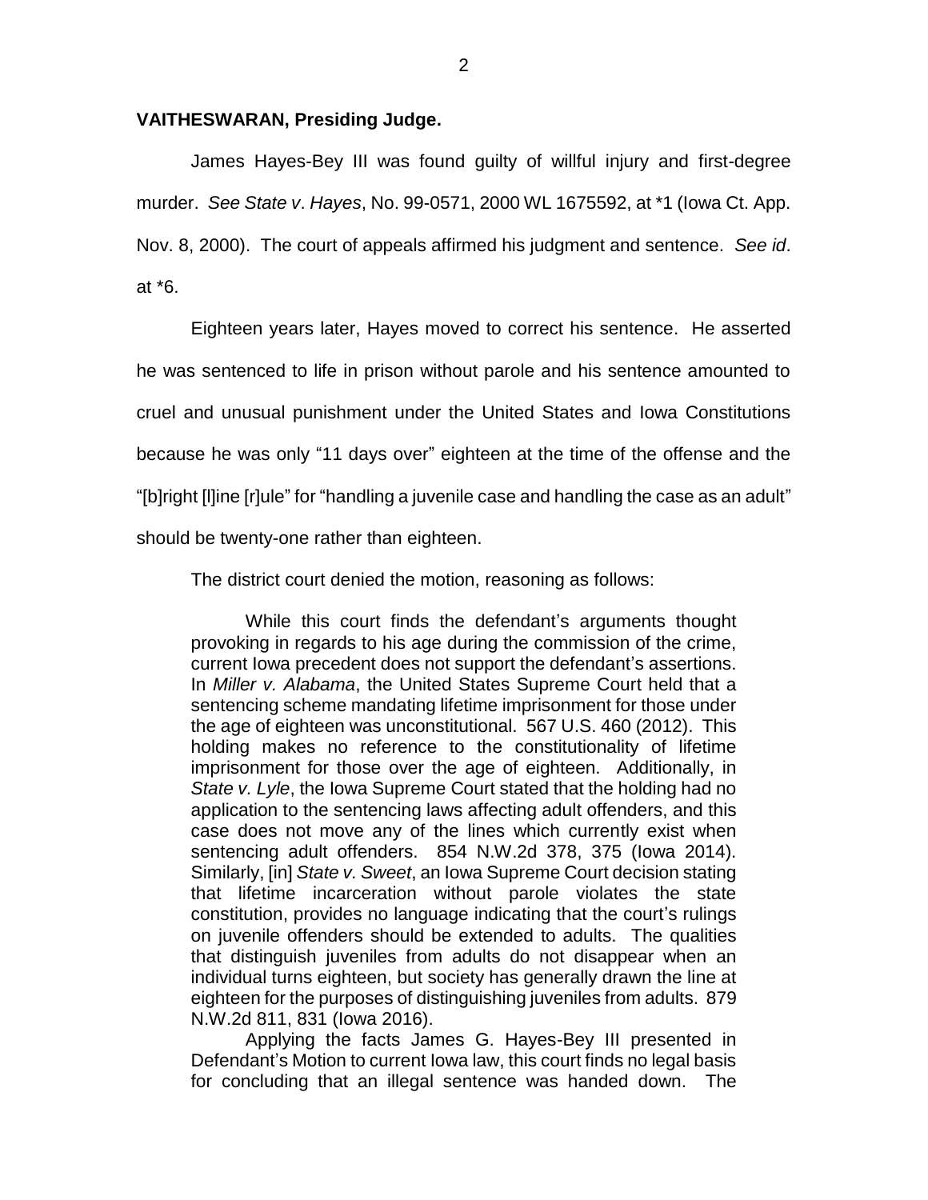**VAITHESWARAN, Presiding Judge.**

James Hayes-Bey III was found guilty of willful injury and first-degree murder. *See State v. Hayes*, No. 99-0571, 2000 WL 1675592, at *1 (Iowa Ct. App. Nov. 8, 2000). The court of appeals affirmed his judgment and sentence. *See id*. at *6.

Eighteen years later, Hayes moved to correct his sentence. He asserted he was sentenced to life in prison without parole and his sentence amounted to cruel and unusual punishment under the United States and Iowa Constitutions because he was only "11 days over" eighteen at the time of the offense and the "[b]right [l]ine [r]ule" for "handling a juvenile case and handling the case as an adult" should be twenty-one rather than eighteen.

The district court denied the motion, reasoning as follows:

> While this court finds the defendant's arguments thought provoking in regards to his age during the commission of the crime, current Iowa precedent does not support the defendant's assertions. In *Miller v. Alabama*, the United States Supreme Court held that a sentencing scheme mandating lifetime imprisonment for those under the age of eighteen was unconstitutional. 567 U.S. 460 (2012). This holding makes no reference to the constitutionality of lifetime imprisonment for those over the age of eighteen. Additionally, in *State v. Lyle*, the Iowa Supreme Court stated that the holding had no application to the sentencing laws affecting adult offenders, and this case does not move any of the lines which currently exist when sentencing adult offenders. 854 N.W.2d 378, 375 (Iowa 2014). Similarly, [in] *State v. Sweet*, an Iowa Supreme Court decision stating that lifetime incarceration without parole violates the state constitution, provides no language indicating that the court's rulings on juvenile offenders should be extended to adults. The qualities that distinguish juveniles from adults do not disappear when an individual turns eighteen, but society has generally drawn the line at eighteen for the purposes of distinguishing juveniles from adults. 879 N.W.2d 811, 831 (Iowa 2016).
>
> Applying the facts James G. Hayes-Bey III presented in Defendant's Motion to current Iowa law, this court finds no legal basis for concluding that an illegal sentence was handed down. The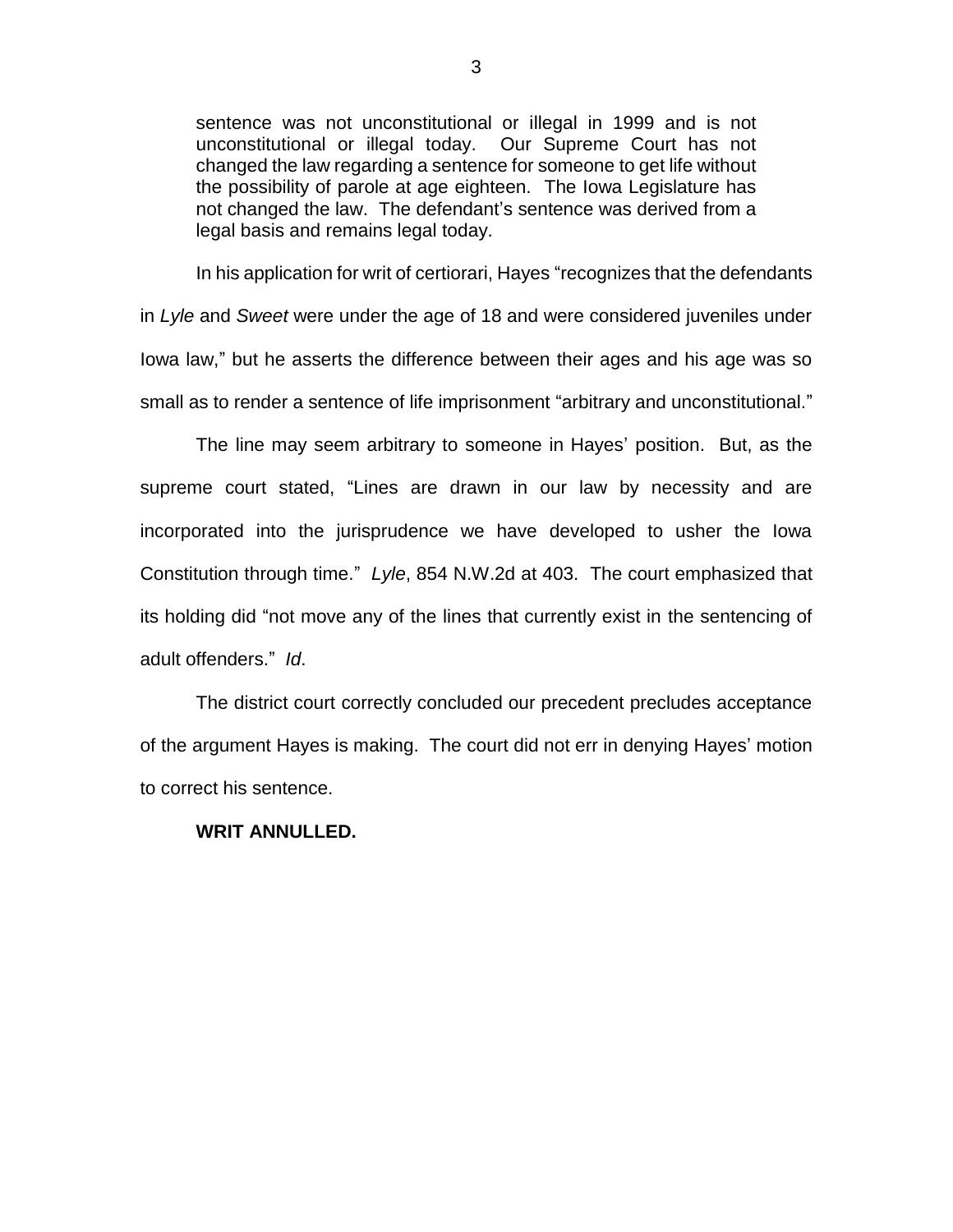> sentence was not unconstitutional or illegal in 1999 and is not unconstitutional or illegal today. Our Supreme Court has not changed the law regarding a sentence for someone to get life without the possibility of parole at age eighteen. The Iowa Legislature has not changed the law. The defendant's sentence was derived from a legal basis and remains legal today.

In his application for writ of certiorari, Hayes "recognizes that the defendants in *Lyle* and *Sweet* were under the age of 18 and were considered juveniles under Iowa law," but he asserts the difference between their ages and his age was so small as to render a sentence of life imprisonment "arbitrary and unconstitutional."

The line may seem arbitrary to someone in Hayes' position. But, as the supreme court stated, "Lines are drawn in our law by necessity and are incorporated into the jurisprudence we have developed to usher the Iowa Constitution through time." *Lyle*, 854 N.W.2d at 403. The court emphasized that its holding did "not move any of the lines that currently exist in the sentencing of adult offenders." *Id*.

The district court correctly concluded our precedent precludes acceptance of the argument Hayes is making. The court did not err in denying Hayes' motion to correct his sentence.

**WRIT ANNULLED.**